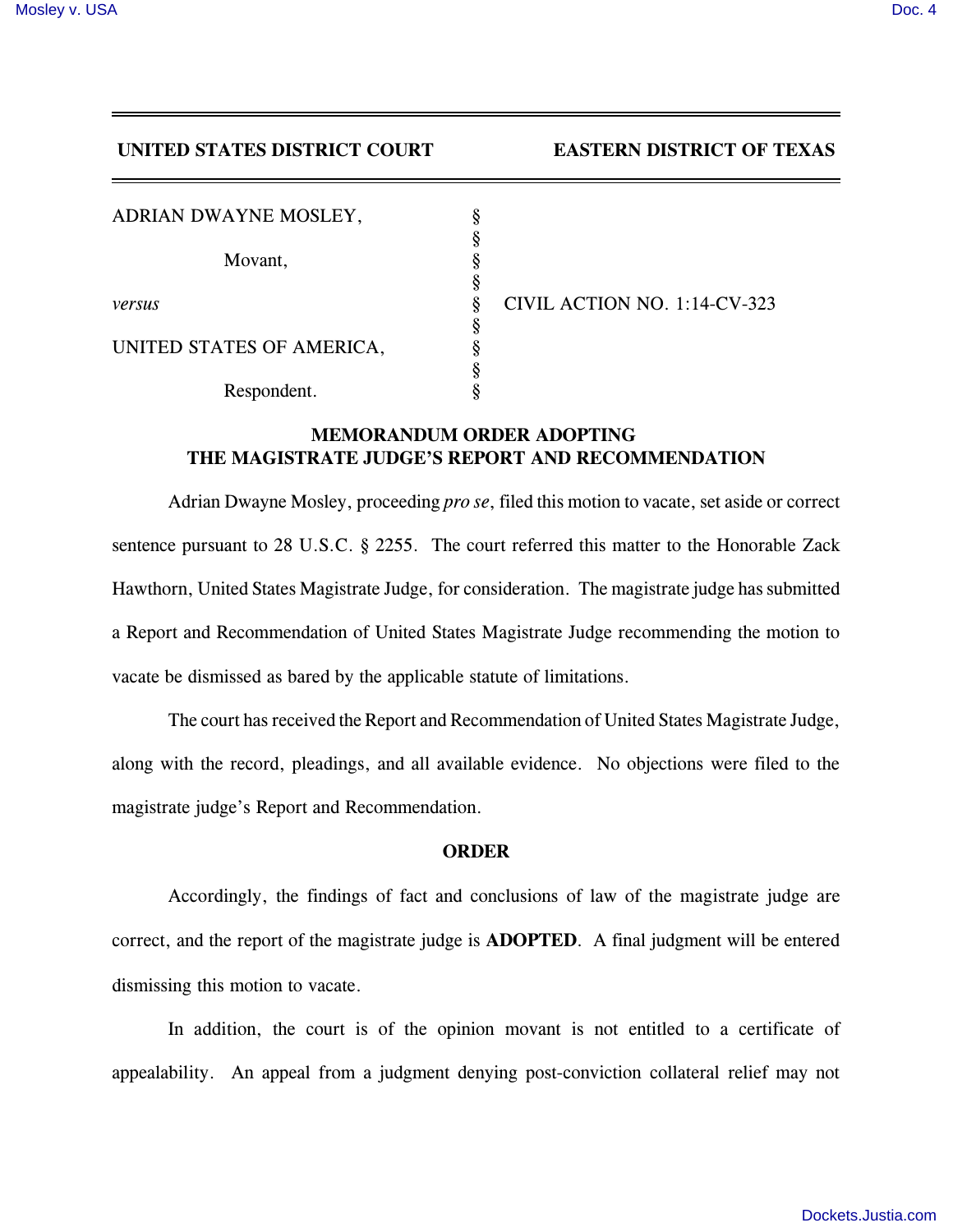**UNITED STATES DISTRICT COURT EASTERN DISTRICT OF TEXAS**

| | | |
|---|---|---|
| ADRIAN DWAYNE MOSLEY, | § | |
| | § | |
| Movant, | § | |
| | § | |
| *versus* | § | CIVIL ACTION NO. 1:14-CV-323 |
| | § | |
| UNITED STATES OF AMERICA, | § | |
| | § | |
| Respondent. | § | |

## MEMORANDUM ORDER ADOPTING THE MAGISTRATE JUDGE'S REPORT AND RECOMMENDATION

Adrian Dwayne Mosley, proceeding *pro se*, filed this motion to vacate, set aside or correct sentence pursuant to 28 U.S.C. § 2255. The court referred this matter to the Honorable Zack Hawthorn, United States Magistrate Judge, for consideration. The magistrate judge has submitted a Report and Recommendation of United States Magistrate Judge recommending the motion to vacate be dismissed as bared by the applicable statute of limitations.

The court has received the Report and Recommendation of United States Magistrate Judge, along with the record, pleadings, and all available evidence. No objections were filed to the magistrate judge's Report and Recommendation.

## ORDER

Accordingly, the findings of fact and conclusions of law of the magistrate judge are correct, and the report of the magistrate judge is **ADOPTED**. A final judgment will be entered dismissing this motion to vacate.

In addition, the court is of the opinion movant is not entitled to a certificate of appealability. An appeal from a judgment denying post-conviction collateral relief may not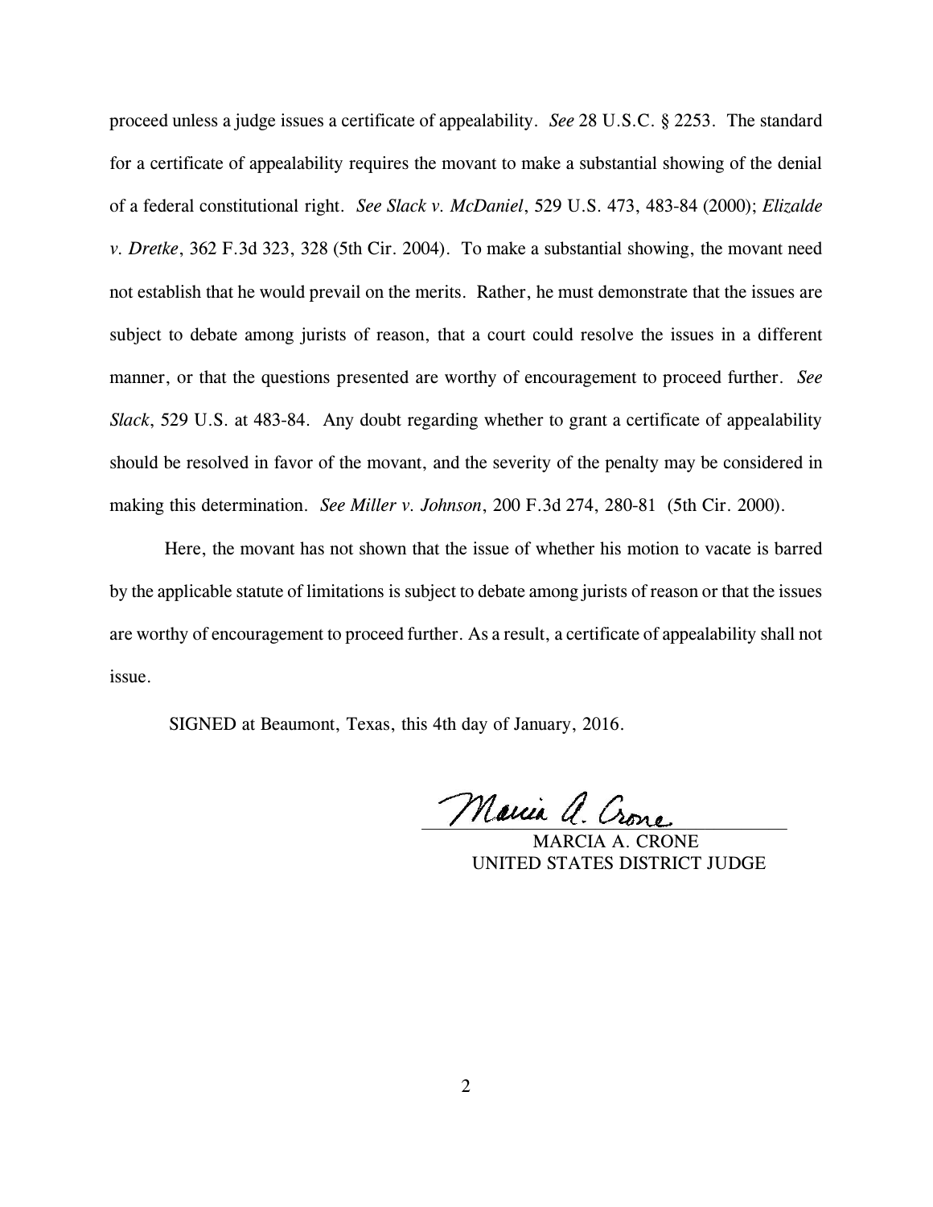proceed unless a judge issues a certificate of appealability. *See* 28 U.S.C. § 2253. The standard for a certificate of appealability requires the movant to make a substantial showing of the denial of a federal constitutional right. *See Slack v. McDaniel*, 529 U.S. 473, 483-84 (2000); *Elizalde v. Dretke*, 362 F.3d 323, 328 (5th Cir. 2004). To make a substantial showing, the movant need not establish that he would prevail on the merits. Rather, he must demonstrate that the issues are subject to debate among jurists of reason, that a court could resolve the issues in a different manner, or that the questions presented are worthy of encouragement to proceed further. *See Slack*, 529 U.S. at 483-84. Any doubt regarding whether to grant a certificate of appealability should be resolved in favor of the movant, and the severity of the penalty may be considered in making this determination. *See Miller v. Johnson*, 200 F.3d 274, 280-81 (5th Cir. 2000).

Here, the movant has not shown that the issue of whether his motion to vacate is barred by the applicable statute of limitations is subject to debate among jurists of reason or that the issues are worthy of encouragement to proceed further. As a result, a certificate of appealability shall not issue.

SIGNED at Beaumont, Texas, this 4th day of January, 2016.

Marcia A. Crone

MARCIA A. CRONE
UNITED STATES DISTRICT JUDGE